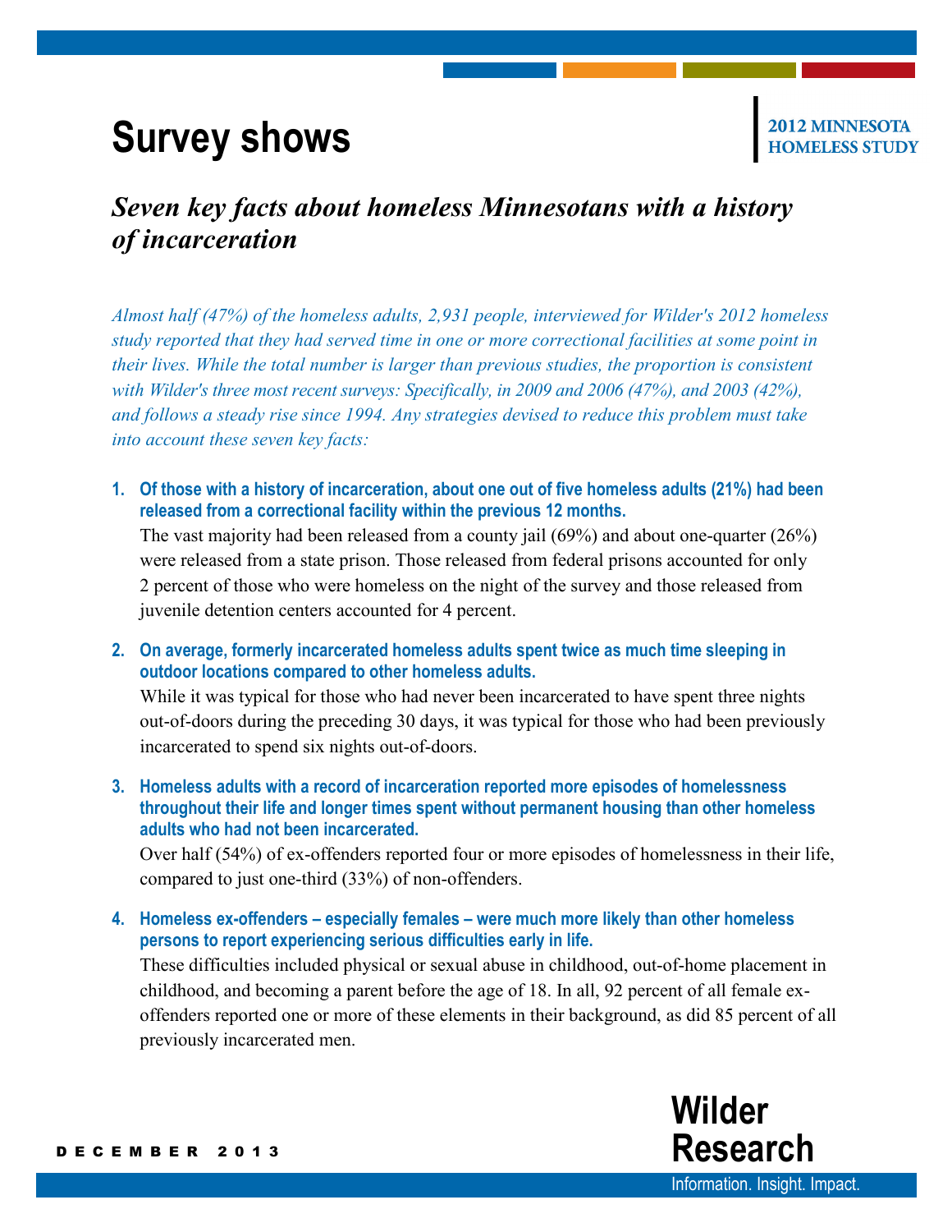# Survey shows

**2012 MINNESOTA HOMELESS STUDY**

## *Seven key facts about homeless Minnesotans with a history of incarceration*

*Almost half (47%) of the homeless adults, 2,931 people, interviewed for Wilder's 2012 homeless study reported that they had served time in one or more correctional facilities at some point in their lives. While the total number is larger than previous studies, the proportion is consistent with Wilder's three most recent surveys: Specifically, in 2009 and 2006 (47%), and 2003 (42%), and follows a steady rise since 1994. Any strategies devised to reduce this problem must take into account these seven key facts:*

1. **Of those with a history of incarceration, about one out of five homeless adults (21%) had been released from a correctional facility within the previous 12 months.**

   The vast majority had been released from a county jail (69%) and about one-quarter (26%) were released from a state prison. Those released from federal prisons accounted for only 2 percent of those who were homeless on the night of the survey and those released from juvenile detention centers accounted for 4 percent.

2. **On average, formerly incarcerated homeless adults spent twice as much time sleeping in outdoor locations compared to other homeless adults.**

   While it was typical for those who had never been incarcerated to have spent three nights out-of-doors during the preceding 30 days, it was typical for those who had been previously incarcerated to spend six nights out-of-doors.

3. **Homeless adults with a record of incarceration reported more episodes of homelessness throughout their life and longer times spent without permanent housing than other homeless adults who had not been incarcerated.**

   Over half (54%) of ex-offenders reported four or more episodes of homelessness in their life, compared to just one-third (33%) of non-offenders.

4. **Homeless ex-offenders – especially females – were much more likely than other homeless persons to report experiencing serious difficulties early in life.**

   These difficulties included physical or sexual abuse in childhood, out-of-home placement in childhood, and becoming a parent before the age of 18. In all, 92 percent of all female ex-offenders reported one or more of these elements in their background, as did 85 percent of all previously incarcerated men.

DECEMBER 2013

**Wilder Research**

Information. Insight. Impact.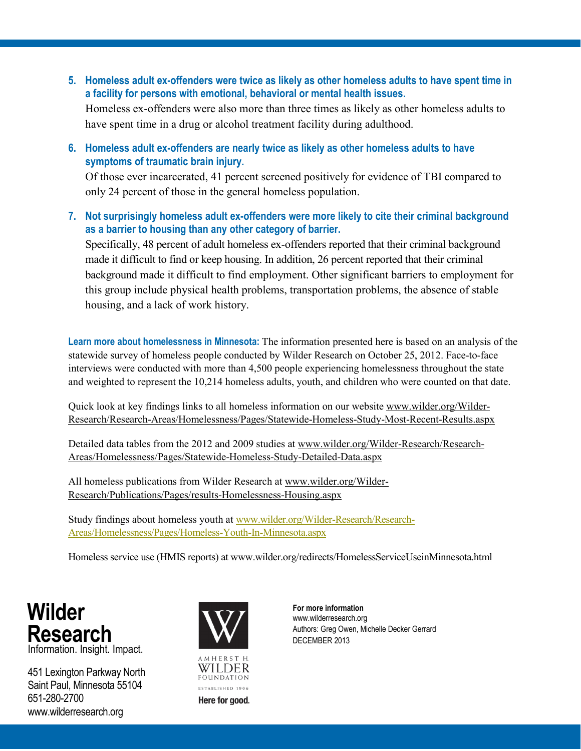5. **Homeless adult ex-offenders were twice as likely as other homeless adults to have spent time in a facility for persons with emotional, behavioral or mental health issues.**

   Homeless ex-offenders were also more than three times as likely as other homeless adults to have spent time in a drug or alcohol treatment facility during adulthood.

6. **Homeless adult ex-offenders are nearly twice as likely as other homeless adults to have symptoms of traumatic brain injury.**

   Of those ever incarcerated, 41 percent screened positively for evidence of TBI compared to only 24 percent of those in the general homeless population.

7. **Not surprisingly homeless adult ex-offenders were more likely to cite their criminal background as a barrier to housing than any other category of barrier.**

   Specifically, 48 percent of adult homeless ex-offenders reported that their criminal background made it difficult to find or keep housing. In addition, 26 percent reported that their criminal background made it difficult to find employment. Other significant barriers to employment for this group include physical health problems, transportation problems, the absence of stable housing, and a lack of work history.

**Learn more about homelessness in Minnesota:** The information presented here is based on an analysis of the statewide survey of homeless people conducted by Wilder Research on October 25, 2012. Face-to-face interviews were conducted with more than 4,500 people experiencing homelessness throughout the state and weighted to represent the 10,214 homeless adults, youth, and children who were counted on that date.

Quick look at key findings links to all homeless information on our website www.wilder.org/Wilder-Research/Research-Areas/Homelessness/Pages/Statewide-Homeless-Study-Most-Recent-Results.aspx

Detailed data tables from the 2012 and 2009 studies at www.wilder.org/Wilder-Research/Research-Areas/Homelessness/Pages/Statewide-Homeless-Study-Detailed-Data.aspx

All homeless publications from Wilder Research at www.wilder.org/Wilder-Research/Publications/Pages/results-Homelessness-Housing.aspx

Study findings about homeless youth at www.wilder.org/Wilder-Research/Research-Areas/Homelessness/Pages/Homeless-Youth-In-Minnesota.aspx

Homeless service use (HMIS reports) at www.wilder.org/redirects/HomelessServiceUseinMinnesota.html

**Wilder Research**
Information. Insight. Impact.

451 Lexington Parkway North
Saint Paul, Minnesota 55104
651-280-2700
www.wilderresearch.org

AMHERST H. WILDER FOUNDATION
ESTABLISHED 1906
Here for good.

**For more information**
www.wilderresearch.org
Authors: Greg Owen, Michelle Decker Gerrard
DECEMBER 2013